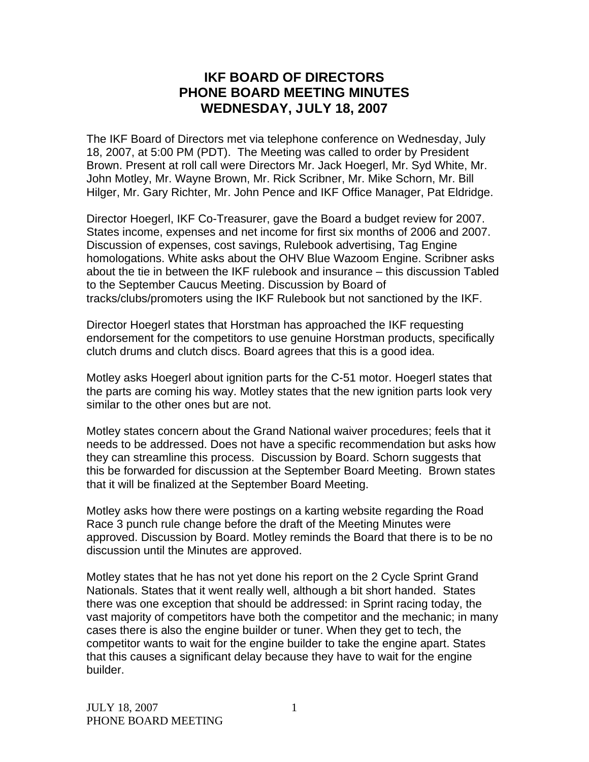# IKF BOARD OF DIRECTORS
# PHONE BOARD MEETING MINUTES
# WEDNESDAY, JULY 18, 2007

The IKF Board of Directors met via telephone conference on Wednesday, July 18, 2007, at 5:00 PM (PDT). The Meeting was called to order by President Brown. Present at roll call were Directors Mr. Jack Hoegerl, Mr. Syd White, Mr. John Motley, Mr. Wayne Brown, Mr. Rick Scribner, Mr. Mike Schorn, Mr. Bill Hilger, Mr. Gary Richter, Mr. John Pence and IKF Office Manager, Pat Eldridge.

Director Hoegerl, IKF Co-Treasurer, gave the Board a budget review for 2007. States income, expenses and net income for first six months of 2006 and 2007. Discussion of expenses, cost savings, Rulebook advertising, Tag Engine homologations. White asks about the OHV Blue Wazoom Engine. Scribner asks about the tie in between the IKF rulebook and insurance – this discussion Tabled to the September Caucus Meeting. Discussion by Board of tracks/clubs/promoters using the IKF Rulebook but not sanctioned by the IKF.

Director Hoegerl states that Horstman has approached the IKF requesting endorsement for the competitors to use genuine Horstman products, specifically clutch drums and clutch discs. Board agrees that this is a good idea.

Motley asks Hoegerl about ignition parts for the C-51 motor. Hoegerl states that the parts are coming his way. Motley states that the new ignition parts look very similar to the other ones but are not.

Motley states concern about the Grand National waiver procedures; feels that it needs to be addressed. Does not have a specific recommendation but asks how they can streamline this process. Discussion by Board. Schorn suggests that this be forwarded for discussion at the September Board Meeting. Brown states that it will be finalized at the September Board Meeting.

Motley asks how there were postings on a karting website regarding the Road Race 3 punch rule change before the draft of the Meeting Minutes were approved. Discussion by Board. Motley reminds the Board that there is to be no discussion until the Minutes are approved.

Motley states that he has not yet done his report on the 2 Cycle Sprint Grand Nationals. States that it went really well, although a bit short handed. States there was one exception that should be addressed: in Sprint racing today, the vast majority of competitors have both the competitor and the mechanic; in many cases there is also the engine builder or tuner. When they get to tech, the competitor wants to wait for the engine builder to take the engine apart. States that this causes a significant delay because they have to wait for the engine builder.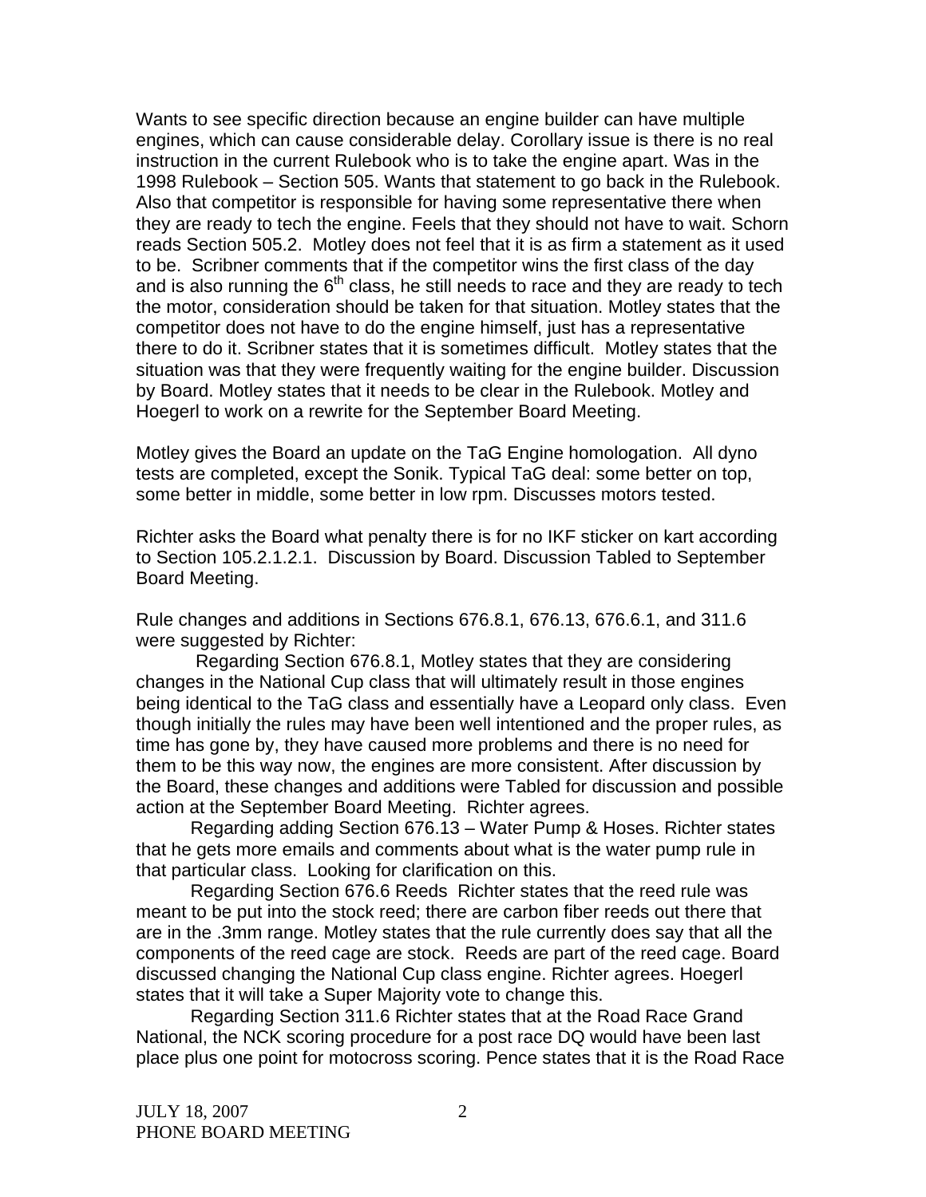Wants to see specific direction because an engine builder can have multiple engines, which can cause considerable delay. Corollary issue is there is no real instruction in the current Rulebook who is to take the engine apart. Was in the 1998 Rulebook – Section 505. Wants that statement to go back in the Rulebook. Also that competitor is responsible for having some representative there when they are ready to tech the engine. Feels that they should not have to wait. Schorn reads Section 505.2. Motley does not feel that it is as firm a statement as it used to be. Scribner comments that if the competitor wins the first class of the day and is also running the 6th class, he still needs to race and they are ready to tech the motor, consideration should be taken for that situation. Motley states that the competitor does not have to do the engine himself, just has a representative there to do it. Scribner states that it is sometimes difficult. Motley states that the situation was that they were frequently waiting for the engine builder. Discussion by Board. Motley states that it needs to be clear in the Rulebook. Motley and Hoegerl to work on a rewrite for the September Board Meeting.

Motley gives the Board an update on the TaG Engine homologation. All dyno tests are completed, except the Sonik. Typical TaG deal: some better on top, some better in middle, some better in low rpm. Discusses motors tested.

Richter asks the Board what penalty there is for no IKF sticker on kart according to Section 105.2.1.2.1. Discussion by Board. Discussion Tabled to September Board Meeting.

Rule changes and additions in Sections 676.8.1, 676.13, 676.6.1, and 311.6 were suggested by Richter:

Regarding Section 676.8.1, Motley states that they are considering changes in the National Cup class that will ultimately result in those engines being identical to the TaG class and essentially have a Leopard only class. Even though initially the rules may have been well intentioned and the proper rules, as time has gone by, they have caused more problems and there is no need for them to be this way now, the engines are more consistent. After discussion by the Board, these changes and additions were Tabled for discussion and possible action at the September Board Meeting. Richter agrees.

Regarding adding Section 676.13 – Water Pump & Hoses. Richter states that he gets more emails and comments about what is the water pump rule in that particular class. Looking for clarification on this.

Regarding Section 676.6 Reeds Richter states that the reed rule was meant to be put into the stock reed; there are carbon fiber reeds out there that are in the .3mm range. Motley states that the rule currently does say that all the components of the reed cage are stock. Reeds are part of the reed cage. Board discussed changing the National Cup class engine. Richter agrees. Hoegerl states that it will take a Super Majority vote to change this.

Regarding Section 311.6 Richter states that at the Road Race Grand National, the NCK scoring procedure for a post race DQ would have been last place plus one point for motocross scoring. Pence states that it is the Road Race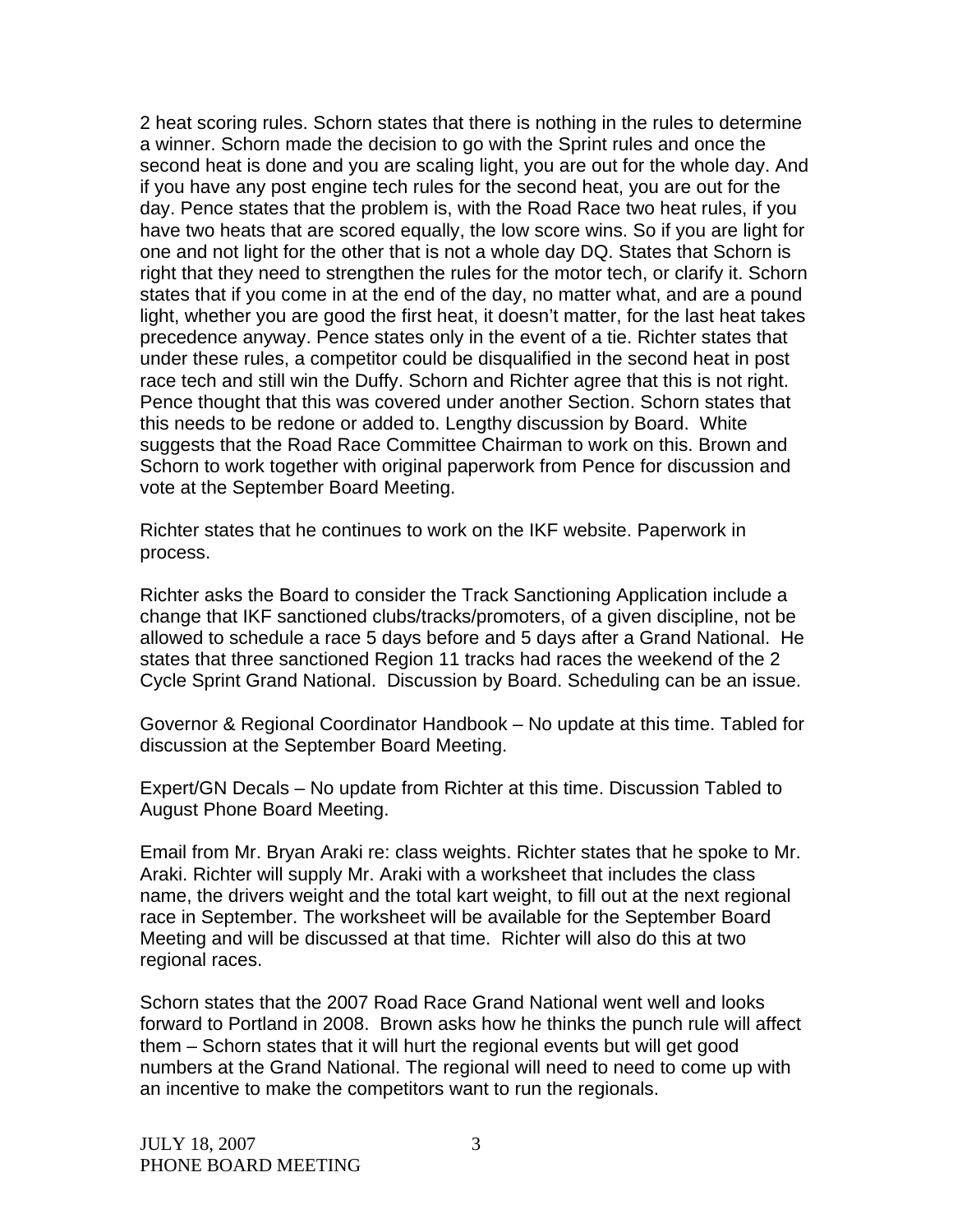2 heat scoring rules. Schorn states that there is nothing in the rules to determine a winner. Schorn made the decision to go with the Sprint rules and once the second heat is done and you are scaling light, you are out for the whole day. And if you have any post engine tech rules for the second heat, you are out for the day. Pence states that the problem is, with the Road Race two heat rules, if you have two heats that are scored equally, the low score wins. So if you are light for one and not light for the other that is not a whole day DQ. States that Schorn is right that they need to strengthen the rules for the motor tech, or clarify it. Schorn states that if you come in at the end of the day, no matter what, and are a pound light, whether you are good the first heat, it doesn't matter, for the last heat takes precedence anyway. Pence states only in the event of a tie. Richter states that under these rules, a competitor could be disqualified in the second heat in post race tech and still win the Duffy. Schorn and Richter agree that this is not right. Pence thought that this was covered under another Section. Schorn states that this needs to be redone or added to. Lengthy discussion by Board. White suggests that the Road Race Committee Chairman to work on this. Brown and Schorn to work together with original paperwork from Pence for discussion and vote at the September Board Meeting.

Richter states that he continues to work on the IKF website. Paperwork in process.

Richter asks the Board to consider the Track Sanctioning Application include a change that IKF sanctioned clubs/tracks/promoters, of a given discipline, not be allowed to schedule a race 5 days before and 5 days after a Grand National. He states that three sanctioned Region 11 tracks had races the weekend of the 2 Cycle Sprint Grand National. Discussion by Board. Scheduling can be an issue.

Governor & Regional Coordinator Handbook – No update at this time. Tabled for discussion at the September Board Meeting.

Expert/GN Decals – No update from Richter at this time. Discussion Tabled to August Phone Board Meeting.

Email from Mr. Bryan Araki re: class weights. Richter states that he spoke to Mr. Araki. Richter will supply Mr. Araki with a worksheet that includes the class name, the drivers weight and the total kart weight, to fill out at the next regional race in September. The worksheet will be available for the September Board Meeting and will be discussed at that time. Richter will also do this at two regional races.

Schorn states that the 2007 Road Race Grand National went well and looks forward to Portland in 2008. Brown asks how he thinks the punch rule will affect them – Schorn states that it will hurt the regional events but will get good numbers at the Grand National. The regional will need to need to come up with an incentive to make the competitors want to run the regionals.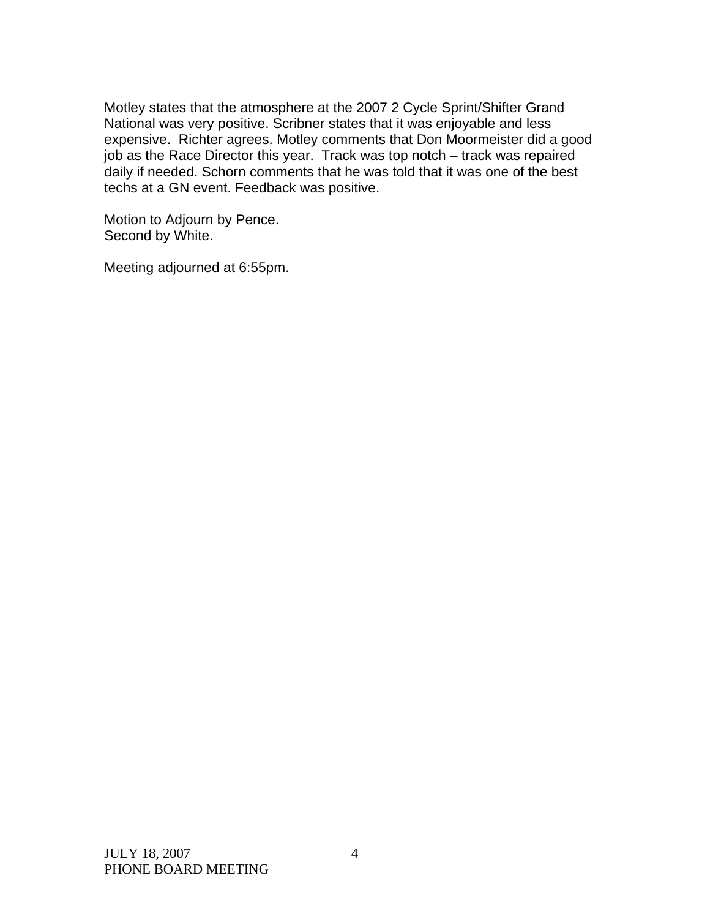Motley states that the atmosphere at the 2007 2 Cycle Sprint/Shifter Grand National was very positive. Scribner states that it was enjoyable and less expensive. Richter agrees. Motley comments that Don Moormeister did a good job as the Race Director this year. Track was top notch – track was repaired daily if needed. Schorn comments that he was told that it was one of the best techs at a GN event. Feedback was positive.

Motion to Adjourn by Pence.
Second by White.

Meeting adjourned at 6:55pm.